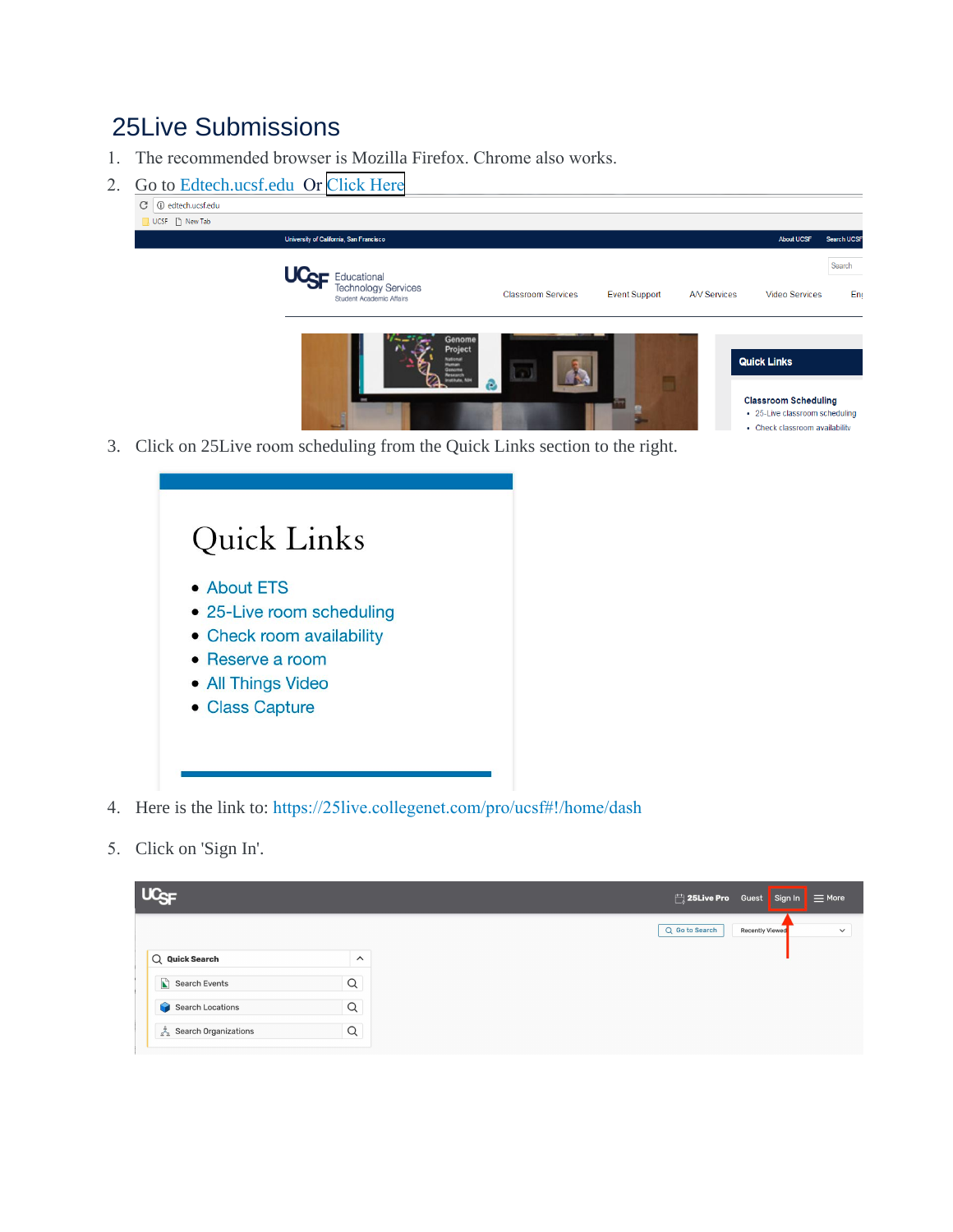# 25Live Submissions

1. The recommended browser is Mozilla Firefox. Chrome also works.
2. Go to Edtech.ucsf.edu Or Click Here
3. Click on 25Live room scheduling from the Quick Links section to the right.
4. Here is the link to: https://25live.collegenet.com/pro/ucsf#!/home/dash
5. Click on 'Sign In'.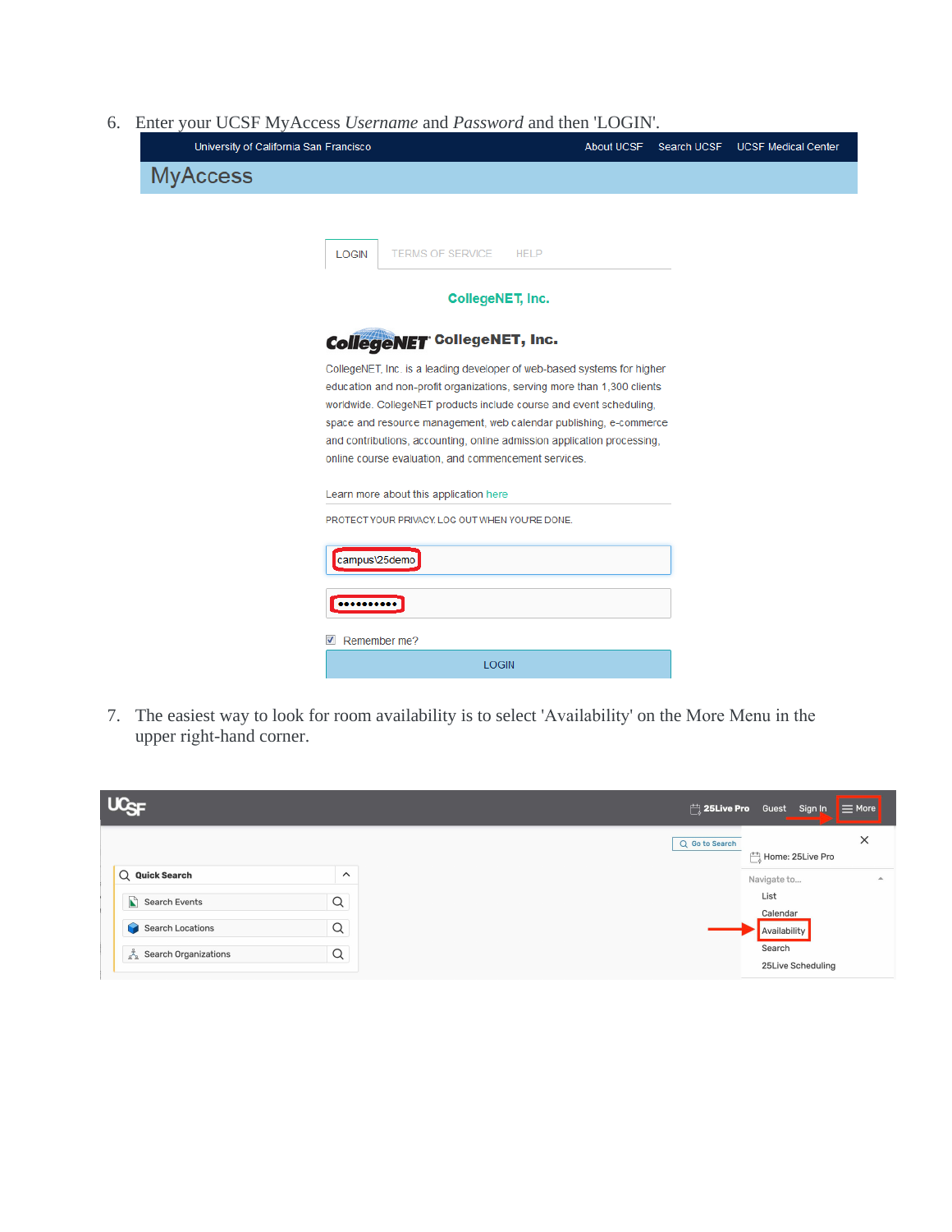6. Enter your UCSF MyAccess *Username* and *Password* and then 'LOGIN'.

University of California San Francisco | About UCSF | Search UCSF | UCSF Medical Center

MyAccess

LOGIN | TERMS OF SERVICE | HELP

CollegeNET, Inc.

CollegeNET, Inc.

CollegeNET, Inc. is a leading developer of web-based systems for higher education and non-profit organizations, serving more than 1,300 clients worldwide. CollegeNET products include course and event scheduling, space and resource management, web calendar publishing, e-commerce and contributions, accounting, online admission application processing, online course evaluation, and commencement services.

Learn more about this application here

PROTECT YOUR PRIVACY. LOG OUT WHEN YOU'RE DONE.

campus\25demo

••••••••••

Remember me?

LOGIN

7. The easiest way to look for room availability is to select 'Availability' on the More Menu in the upper right-hand corner.

UCSF | 25Live Pro | Guest | Sign In | More

Go to Search

Quick Search
- Search Events
- Search Locations
- Search Organizations

Home: 25Live Pro

Navigate to...
- List
- Calendar
- Availability
- Search
- 25Live Scheduling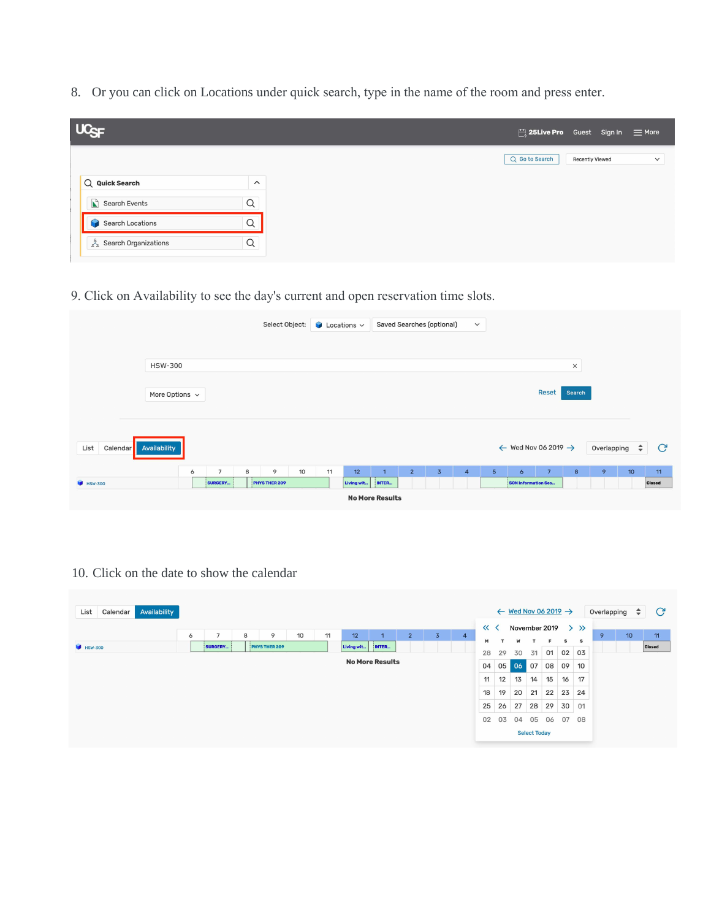8. Or you can click on Locations under quick search, type in the name of the room and press enter.

9. Click on Availability to see the day's current and open reservation time slots.

10. Click on the date to show the calendar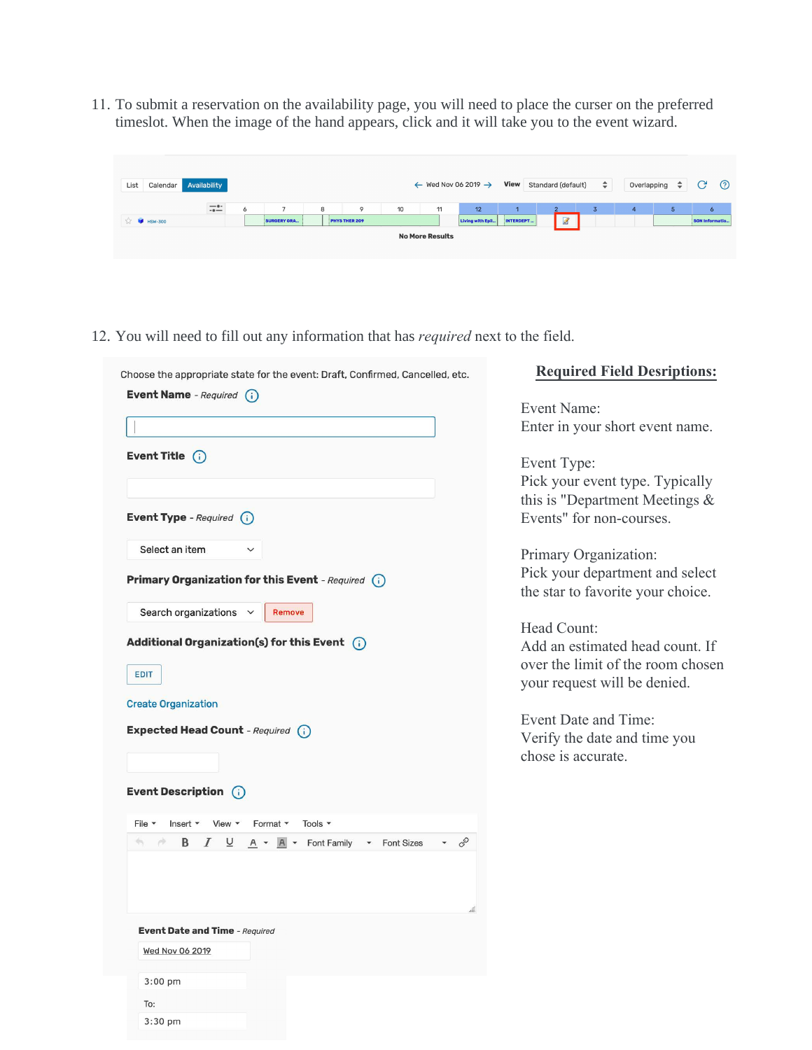11. To submit a reservation on the availability page, you will need to place the curser on the preferred timeslot. When the image of the hand appears, click and it will take you to the event wizard.

List | Calendar | Availability ← Wed Nov 06 2019 → View Standard (default) Overlapping

6 7 8 9 10 11 12 1 2 3 4 5 6

HSW-300 SURGERY GRA... PHYS THER 209 Living with Epil... INTERDEPT... SON Informatio...

No More Results

12. You will need to fill out any information that has *required* next to the field.

Choose the appropriate state for the event: Draft, Confirmed, Cancelled, etc.

**Event Name** - *Required*

**Event Title**

**Event Type** - *Required*

Select an item

**Primary Organization for this Event** - *Required*

Search organizations Remove

**Additional Organization(s) for this Event**

EDIT

Create Organization

**Expected Head Count** - *Required*

**Event Description**

File Insert View Format Tools

B I U A A Font Family Font Sizes

**Event Date and Time** - *Required*

Wed Nov 06 2019

3:00 pm

To:

3:30 pm

## Required Field Desriptions:

Event Name:
Enter in your short event name.

Event Type:
Pick your event type. Typically this is "Department Meetings & Events" for non-courses.

Primary Organization:
Pick your department and select the star to favorite your choice.

Head Count:
Add an estimated head count. If over the limit of the room chosen your request will be denied.

Event Date and Time:
Verify the date and time you chose is accurate.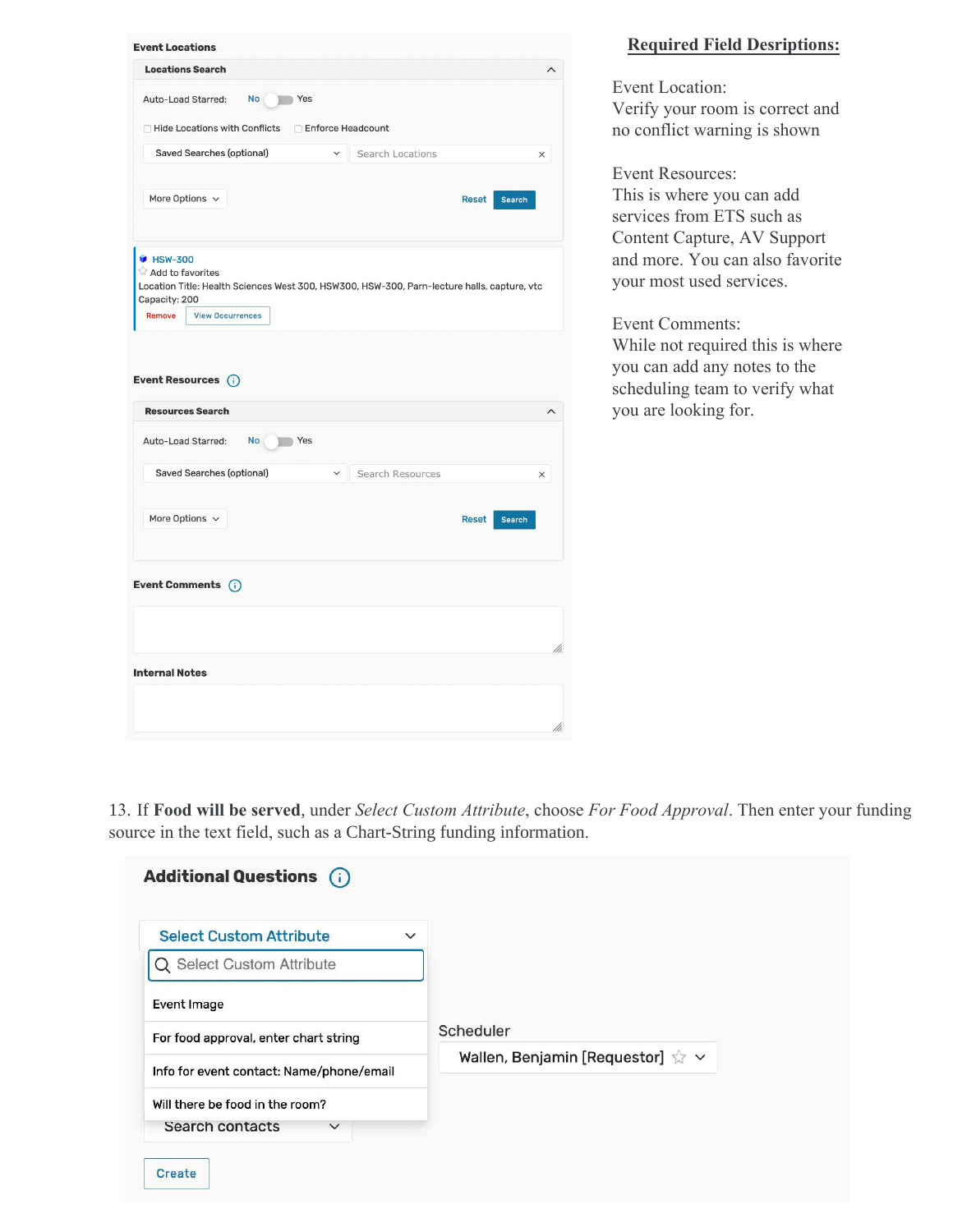**Required Field Desriptions:**

Event Location:
Verify your room is correct and no conflict warning is shown

Event Resources:
This is where you can add services from ETS such as Content Capture, AV Support and more. You can also favorite your most used services.

Event Comments:
While not required this is where you can add any notes to the scheduling team to verify what you are looking for.

13. If **Food will be served**, under *Select Custom Attribute*, choose *For Food Approval*. Then enter your funding source in the text field, such as a Chart-String funding information.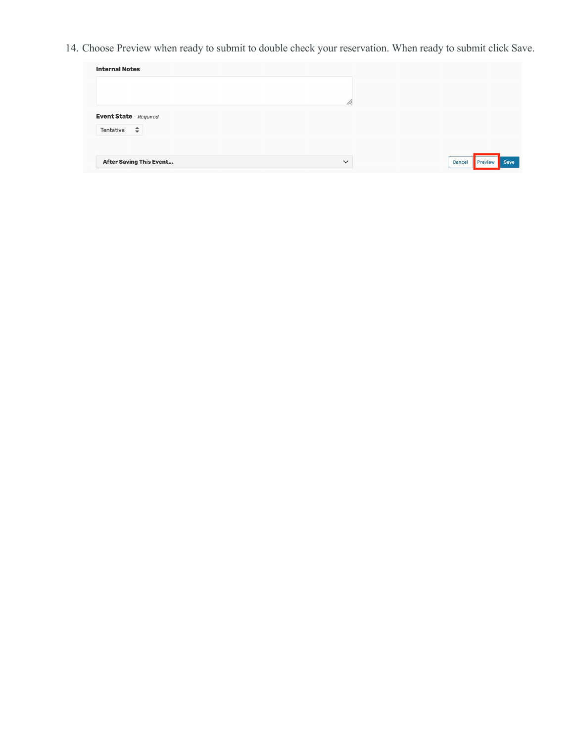14. Choose Preview when ready to submit to double check your reservation. When ready to submit click Save.

**Internal Notes**

**Event State** - *Required*

Tentative

**After Saving This Event...**

Cancel Preview Save